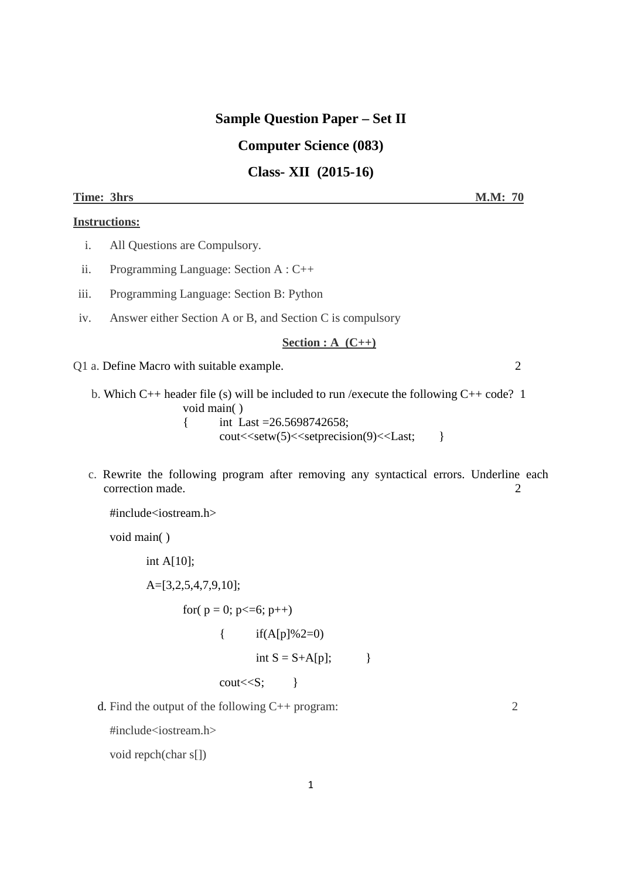# Sample Question Paper – Set II

## Computer Science (083)

## Class- XII (2015-16)

**Time: 3hrs** **M.M: 70**

**Instructions:**

i. All Questions are Compulsory.

ii. Programming Language: Section A : C++

iii. Programming Language: Section B: Python

iv. Answer either Section A or B, and Section C is compulsory

### Section : A (C++)

Q1 a. Define Macro with suitable example. 2

b. Which C++ header file (s) will be included to run /execute the following C++ code? 1

```
void main( )
{       int  Last =26.5698742658;
        cout<<setw(5)<<setprecision(9)<<Last;       }
```

c. Rewrite the following program after removing any syntactical errors. Underline each correction made. 2

```
#include<iostream.h>

void main( )

        int A[10];

        A=[3,2,5,4,7,9,10];

                for( p = 0; p<=6; p++)

                        {       if(A[p]%2=0)

                                int S = S+A[p];         }

                        cout<<S;        }
```

d. Find the output of the following C++ program: 2

```
#include<iostream.h>

void repch(char s[])
```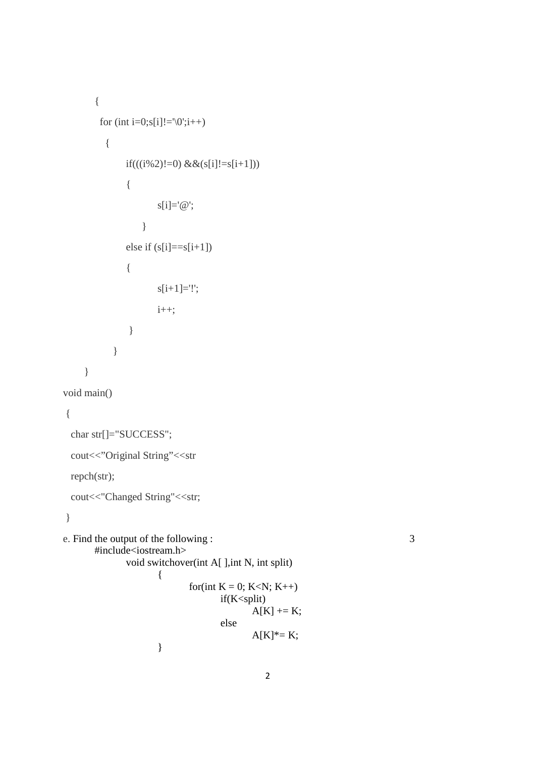```
{
  for (int i=0;s[i]!='\0';i++)
    {
        if(((i%2)!=0) &&(s[i]!=s[i+1]))
        {
            s[i]='@';
        }
        else if (s[i]==s[i+1])
        {
            s[i+1]='!';
            i++;
        }
    }
}
void main()
{
  char str[]="SUCCESS";
  cout<<"Original String"<<str
  repch(str);
  cout<<"Changed String"<<str;
}
```

e. Find the output of the following : 3

```
#include<iostream.h>
    void switchover(int A[ ],int N, int split)
    {
        for(int K = 0; K<N; K++)
            if(K<split)
                A[K] += K;
            else
                A[K]*= K;
    }
```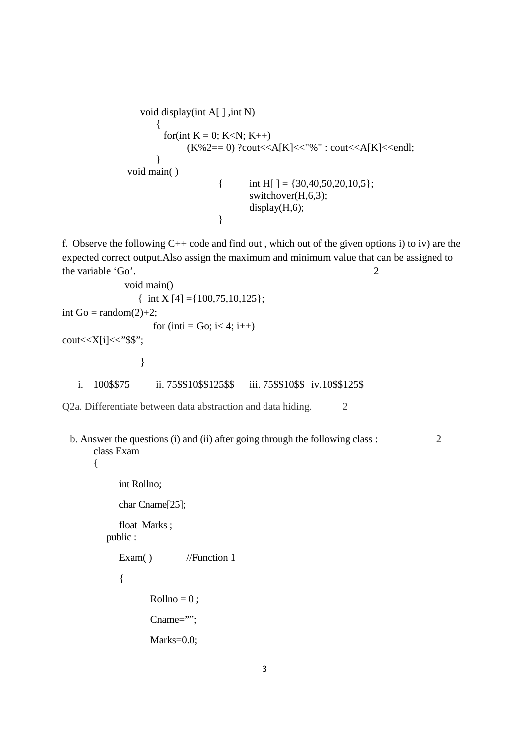```
void display(int A[ ] ,int N)
    {
      for(int K = 0; K<N; K++)
            (K%2== 0) ?cout<<A[K]<<"%" : cout<<A[K]<<endl;
    }
void main( )
    {       int H[ ] = {30,40,50,20,10,5};
            switchover(H,6,3);
            display(H,6);
    }
```

f. Observe the following C++ code and find out , which out of the given options i) to iv) are the expected correct output.Also assign the maximum and minimum value that can be assigned to the variable 'Go'. 2

```
void main()
  {  int X [4] ={100,75,10,125};
int Go = random(2)+2;
     for (inti = Go; i< 4; i++)
cout<<X[i]<<"$$";

  }
```

i. 100$$75    ii. 75$$10$$125$$    iii. 75$$10$$    iv.10$$125$

Q2a. Differentiate between data abstraction and data hiding. 2

b. Answer the questions (i) and (ii) after going through the following class : 2

```
class Exam
{

    int Rollno;

    char Cname[25];

    float  Marks ;
  public :

    Exam( )          //Function 1

    {

         Rollno = 0 ;

         Cname="";

         Marks=0.0;
```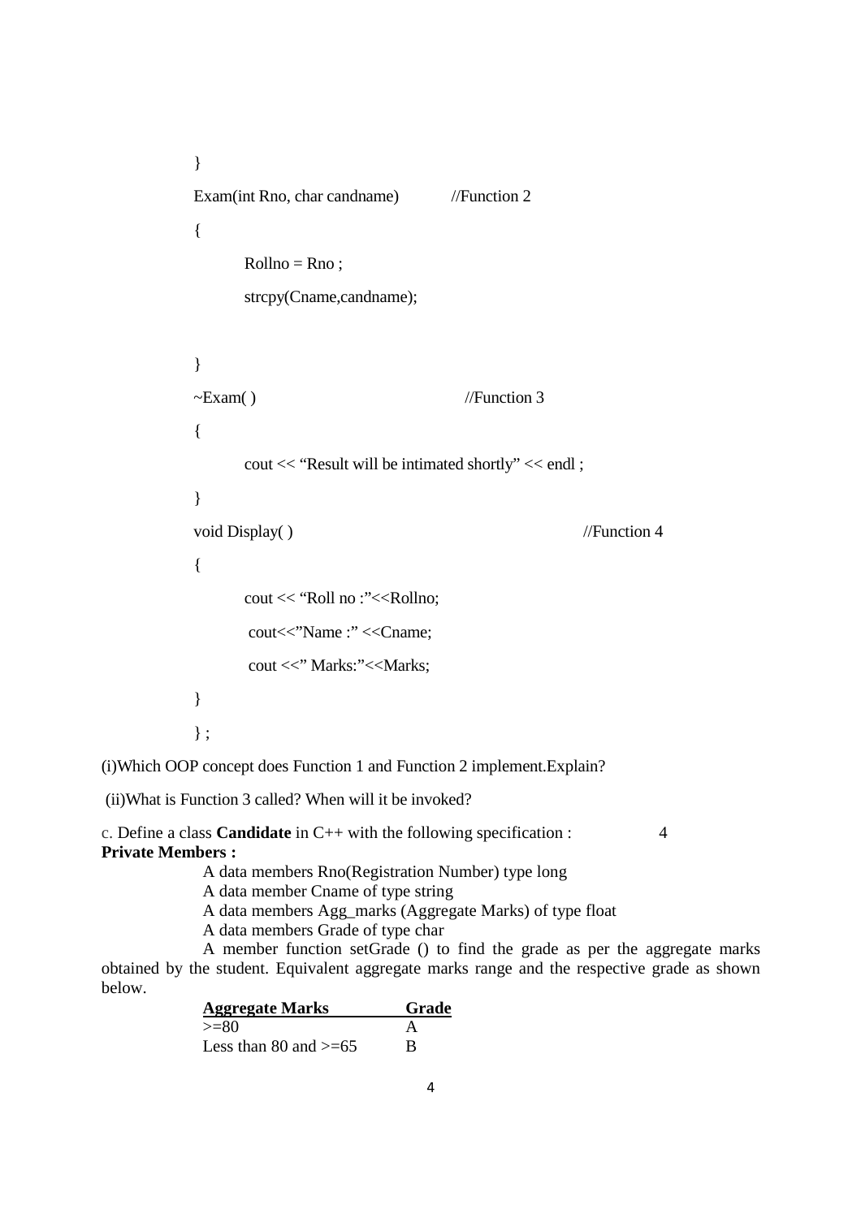```
}
Exam(int Rno, char candname)          //Function 2
{
        Rollno = Rno ;
        strcpy(Cname,candname);

}
~Exam( )                              //Function 3
{
        cout << "Result will be intimated shortly" << endl ;
}
void Display( )                                       //Function 4
{
        cout << "Roll no :"<<Rollno;
         cout<<"Name :" <<Cname;
         cout <<" Marks:"<<Marks;
}
} ;
```

(i)Which OOP concept does Function 1 and Function 2 implement.Explain?

(ii)What is Function 3 called? When will it be invoked?

c. Define a class **Candidate** in C++ with the following specification : 4

**Private Members :**

A data members Rno(Registration Number) type long

A data member Cname of type string

A data members Agg_marks (Aggregate Marks) of type float

A data members Grade of type char

A member function setGrade () to find the grade as per the aggregate marks obtained by the student. Equivalent aggregate marks range and the respective grade as shown below.

| Aggregate Marks | Grade |
|---|---|
| >=80 | A |
| Less than 80 and >=65 | B |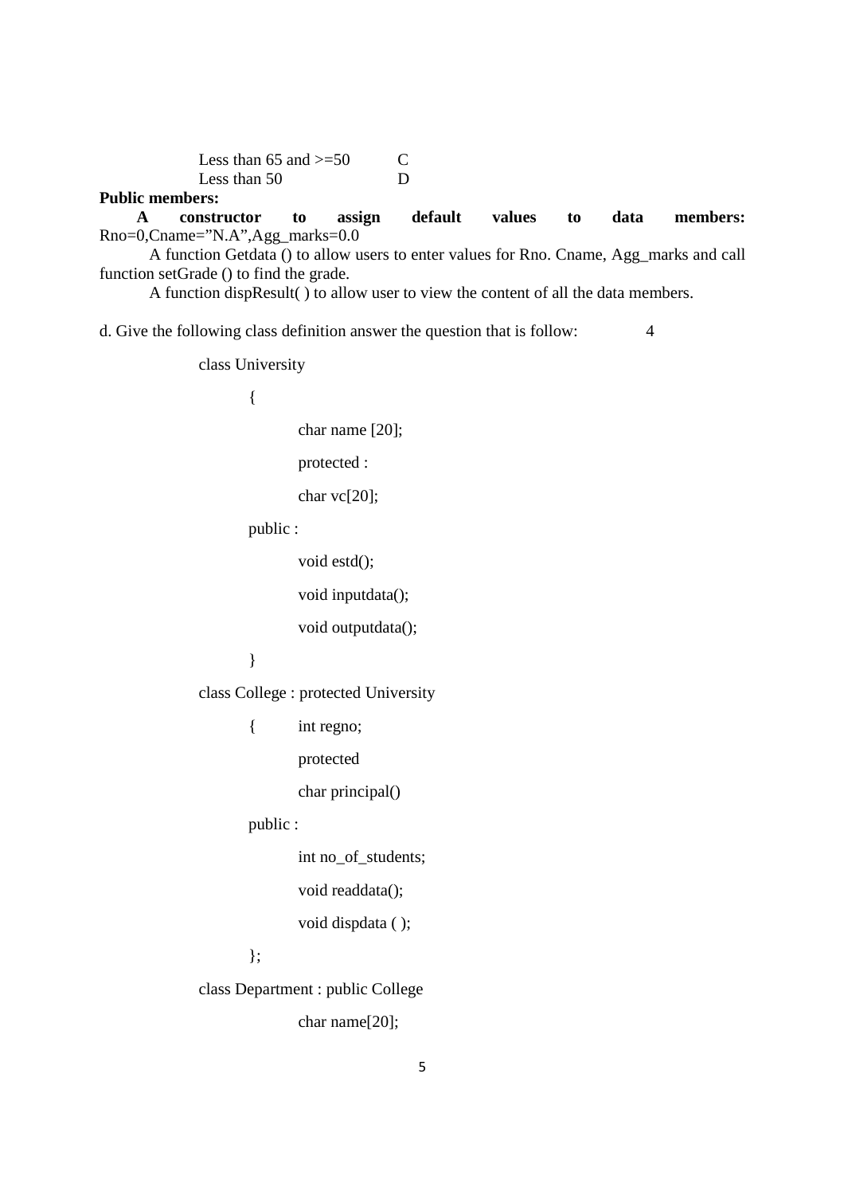| | |
|---|---|
| Less than 65 and >=50 | C |
| Less than 50 | D |

**Public members:**

**A constructor to assign default values to data members:** Rno=0,Cname=”N.A”,Agg_marks=0.0

A function Getdata () to allow users to enter values for Rno. Cname, Agg_marks and call function setGrade () to find the grade.

A function dispResult( ) to allow user to view the content of all the data members.

d. Give the following class definition answer the question that is follow: 4

```
class University
    {
        char name [20];
        protected :
        char vc[20];
    public :
        void estd();
        void inputdata();
        void outputdata();
    }
class College : protected University
    {   int regno;
        protected
        char principal()
    public :
        int no_of_students;
        void readdata();
        void dispdata ( );
    };
class Department : public College
        char name[20];
```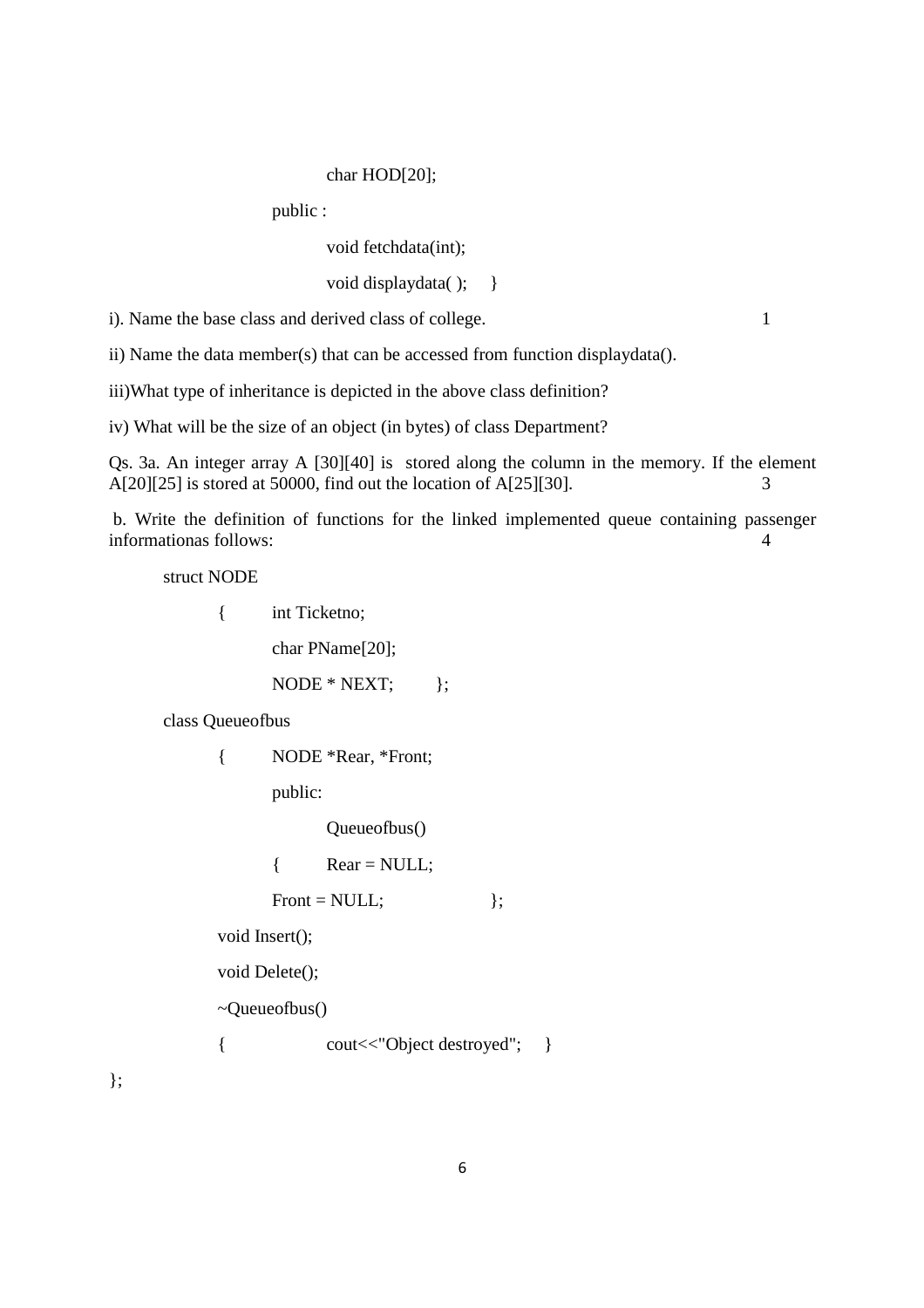```
char HOD[20];

public :

void fetchdata(int);

void displaydata( );   }
```

i). Name the base class and derived class of college. 1

ii) Name the data member(s) that can be accessed from function displaydata().

iii)What type of inheritance is depicted in the above class definition?

iv) What will be the size of an object (in bytes) of class Department?

Qs. 3a. An integer array A [30][40] is stored along the column in the memory. If the element A[20][25] is stored at 50000, find out the location of A[25][30]. 3

b. Write the definition of functions for the linked implemented queue containing passenger informationas follows: 4

```
struct NODE

    {   int Ticketno;

        char PName[20];

        NODE * NEXT;    };

class Queueofbus

    {   NODE *Rear, *Front;

        public:

            Queueofbus()

        {   Rear = NULL;

        Front = NULL;       };

    void Insert();

    void Delete();

    ~Queueofbus()

    {       cout<<"Object destroyed";   }

};
```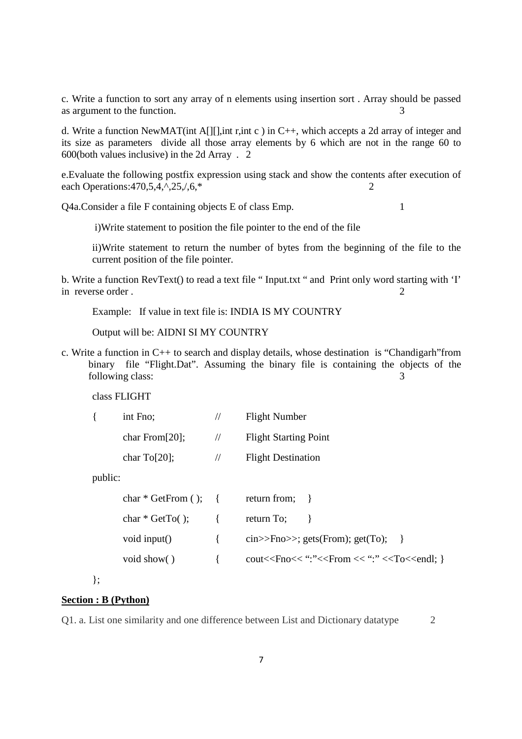c. Write a function to sort any array of n elements using insertion sort . Array should be passed as argument to the function. 3

d. Write a function NewMAT(int A[][],int r,int c ) in C++, which accepts a 2d array of integer and its size as parameters divide all those array elements by 6 which are not in the range 60 to 600(both values inclusive) in the 2d Array . 2

e.Evaluate the following postfix expression using stack and show the contents after execution of each Operations:470,5,4,^,25,/,6,* 2

Q4a.Consider a file F containing objects E of class Emp. 1

i)Write statement to position the file pointer to the end of the file

ii)Write statement to return the number of bytes from the beginning of the file to the current position of the file pointer.

b. Write a function RevText() to read a text file " Input.txt " and Print only word starting with 'I' in reverse order . 2

Example: If value in text file is: INDIA IS MY COUNTRY

Output will be: AIDNI SI MY COUNTRY

c. Write a function in C++ to search and display details, whose destination is "Chandigarh"from binary file "Flight.Dat". Assuming the binary file is containing the objects of the following class: 3

```
class FLIGHT
{       int Fno;            //      Flight Number
        char From[20];      //      Flight Starting Point
        char To[20];        //      Flight Destination
public:
        char * GetFrom ( );    {    return from;    }
        char * GetTo( );       {    return To;      }
        void input()           {    cin>>Fno>>; gets(From); get(To);    }
        void show( )           {    cout<<Fno<< ":"<<From << ":" <<To<<endl; }
};
```

## Section : B (Python)

Q1. a. List one similarity and one difference between List and Dictionary datatype 2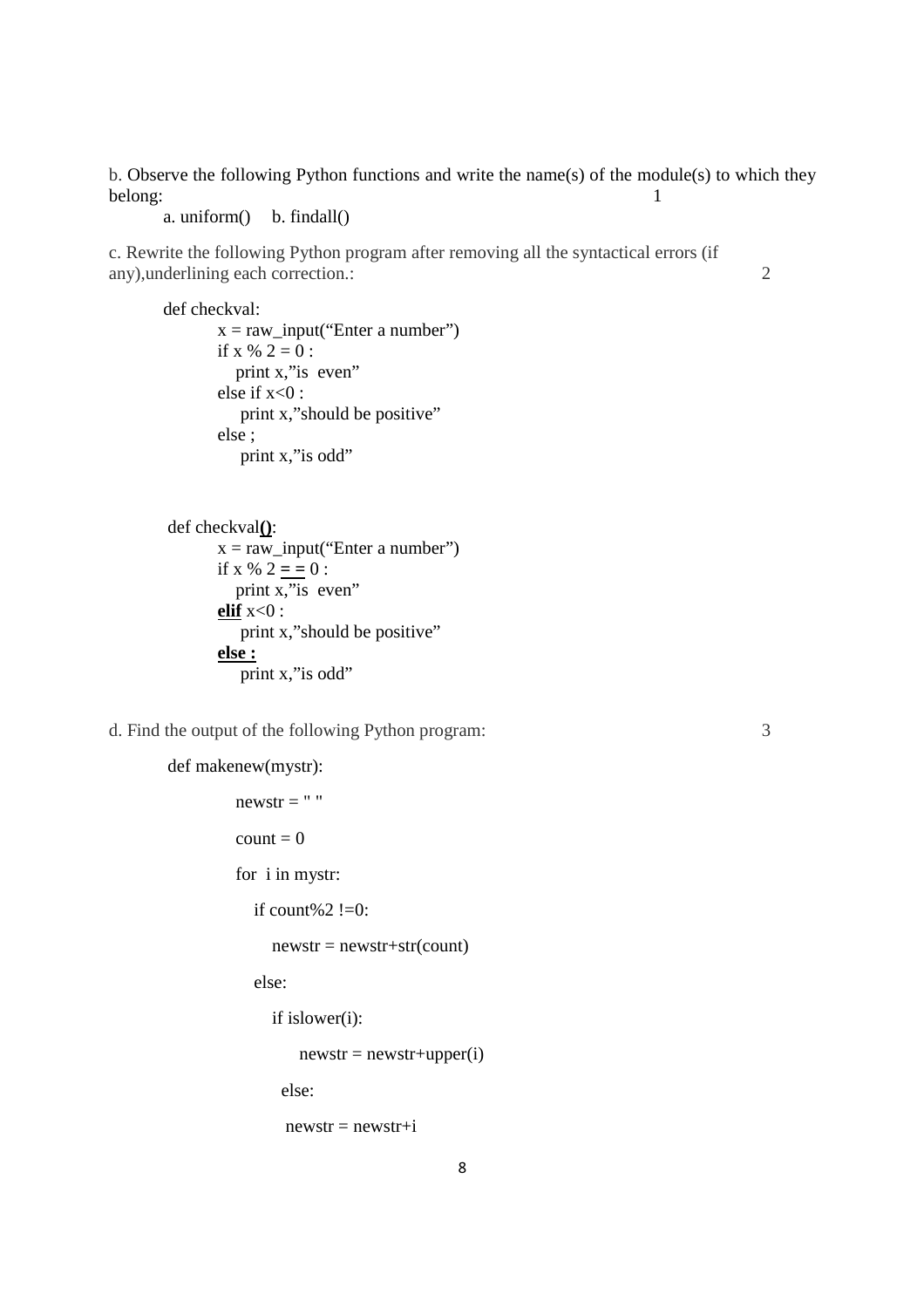b. Observe the following Python functions and write the name(s) of the module(s) to which they belong: 1

a. uniform() b. findall()

c. Rewrite the following Python program after removing all the syntactical errors (if any),underlining each correction.: 2

```
def checkval:
    x = raw_input(“Enter a number”)
    if x % 2 = 0 :
       print x,”is  even”
    else if x<0 :
        print x,”should be positive”
    else ;
        print x,”is odd”
```

```
def checkval():
    x = raw_input(“Enter a number”)
    if x % 2 = = 0 :
       print x,”is  even”
    elif x<0 :
        print x,”should be positive”
    else :
        print x,”is odd”
```

d. Find the output of the following Python program: 3

```
def makenew(mystr):
    newstr = " "
    count = 0
    for  i in mystr:
        if count%2 !=0:
            newstr = newstr+str(count)
        else:
            if islower(i):
                newstr = newstr+upper(i)
            else:
                newstr = newstr+i
```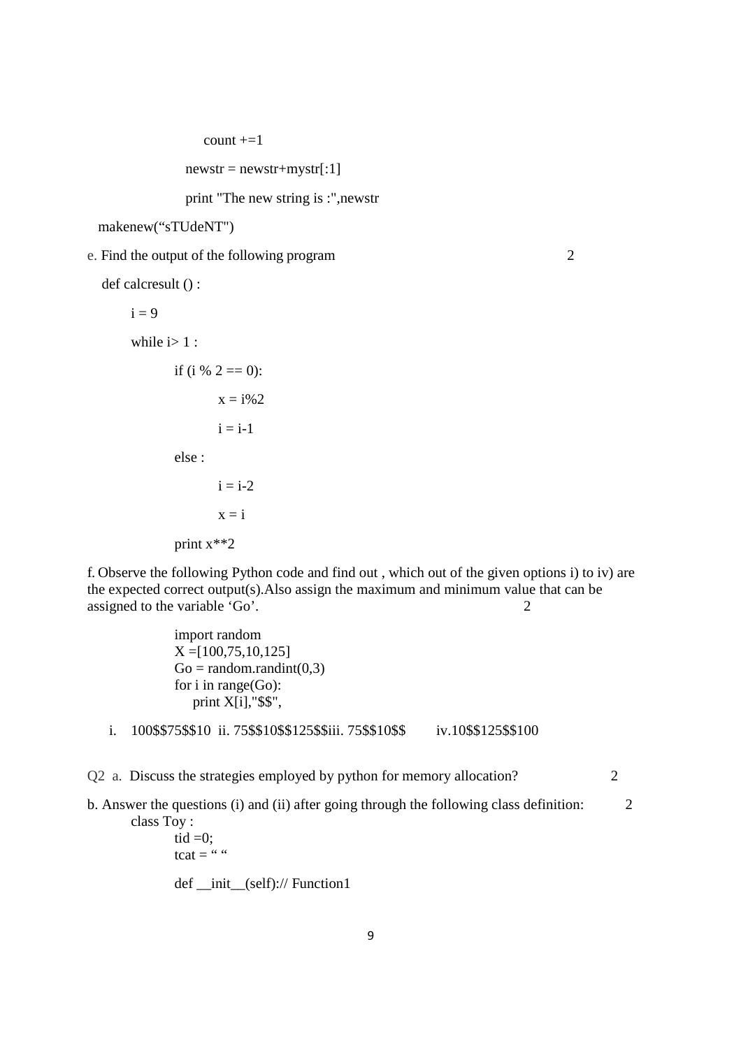```
            count +=1
        newstr = newstr+mystr[:1]
        print "The new string is :",newstr
makenew("sTUdeNT")
```

e. Find the output of the following program 2

```
def calcresult () :
    i = 9
    while i> 1 :
        if (i % 2 == 0):
            x = i%2
            i = i-1
        else :
            i = i-2
            x = i
        print x**2
```

f. Observe the following Python code and find out , which out of the given options i) to iv) are the expected correct output(s).Also assign the maximum and minimum value that can be assigned to the variable 'Go'. 2

```
import random
X =[100,75,10,125]
Go = random.randint(0,3)
for i in range(Go):
    print X[i],"$$",
```

i. 100$$75$$10 ii. 75$$10$$125$$iii. 75$$10$$ iv.10$$125$$100

Q2 a. Discuss the strategies employed by python for memory allocation? 2

b. Answer the questions (i) and (ii) after going through the following class definition: 2

```
class Toy :
    tid =0;
    tcat = " "
    def __init__(self):// Function1
```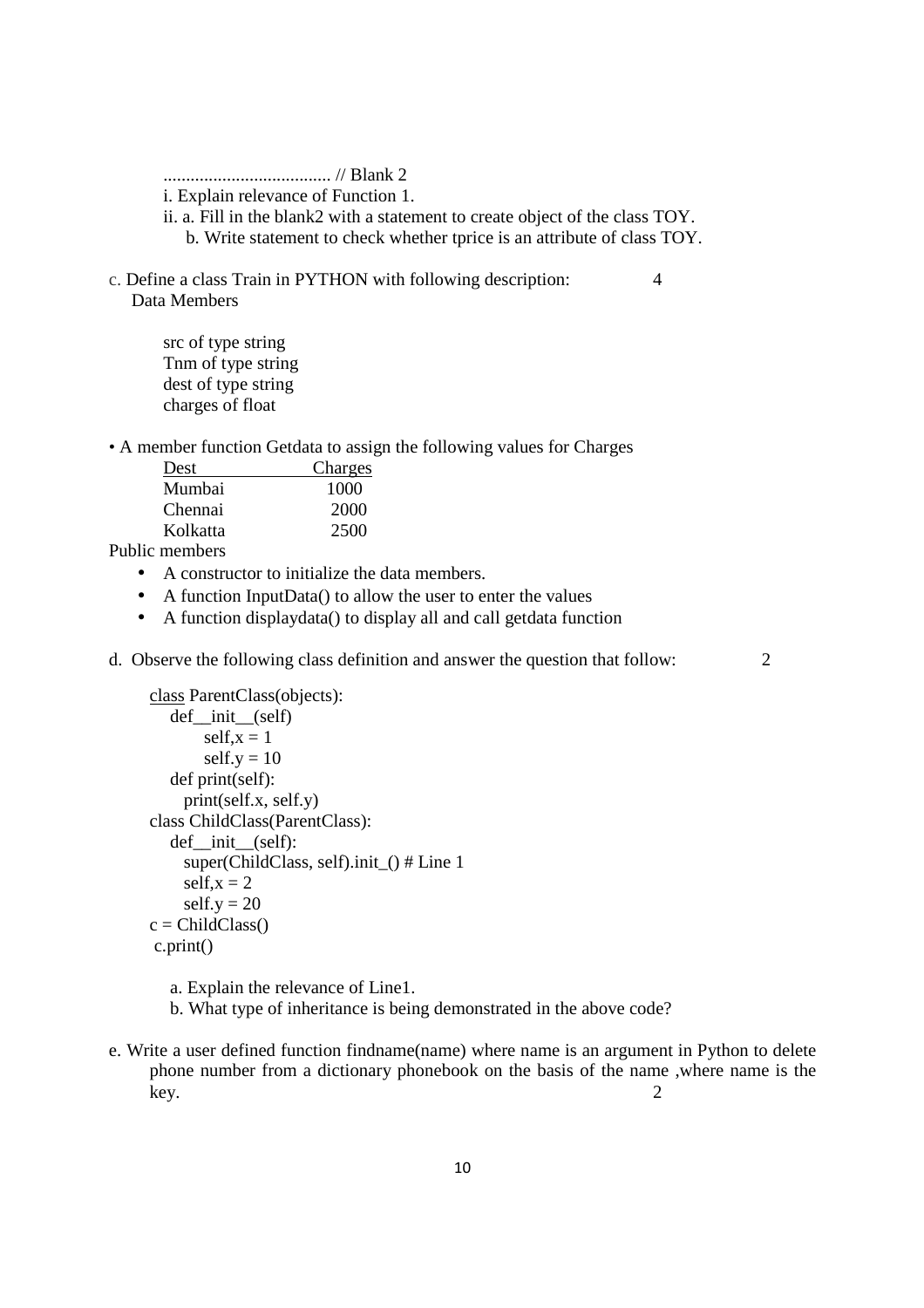..................................... // Blank 2

i. Explain relevance of Function 1.

ii. a. Fill in the blank2 with a statement to create object of the class TOY.

b. Write statement to check whether tprice is an attribute of class TOY.

c. Define a class Train in PYTHON with following description: 4

Data Members

src of type string
Tnm of type string
dest of type string
charges of float

• A member function Getdata to assign the following values for Charges

| Dest | Charges |
|---|---|
| Mumbai | 1000 |
| Chennai | 2000 |
| Kolkatta | 2500 |

Public members

- A constructor to initialize the data members.
- A function InputData() to allow the user to enter the values
- A function displaydata() to display all and call getdata function

d. Observe the following class definition and answer the question that follow: 2

```
class ParentClass(objects):
    def__init__(self)
        self,x = 1
        self.y = 10
    def print(self):
      print(self.x, self.y)
class ChildClass(ParentClass):
    def__init__(self):
      super(ChildClass, self).init_() # Line 1
      self,x = 2
      self.y = 20
c = ChildClass()
 c.print()
```

a. Explain the relevance of Line1.

b. What type of inheritance is being demonstrated in the above code?

e. Write a user defined function findname(name) where name is an argument in Python to delete phone number from a dictionary phonebook on the basis of the name ,where name is the key. 2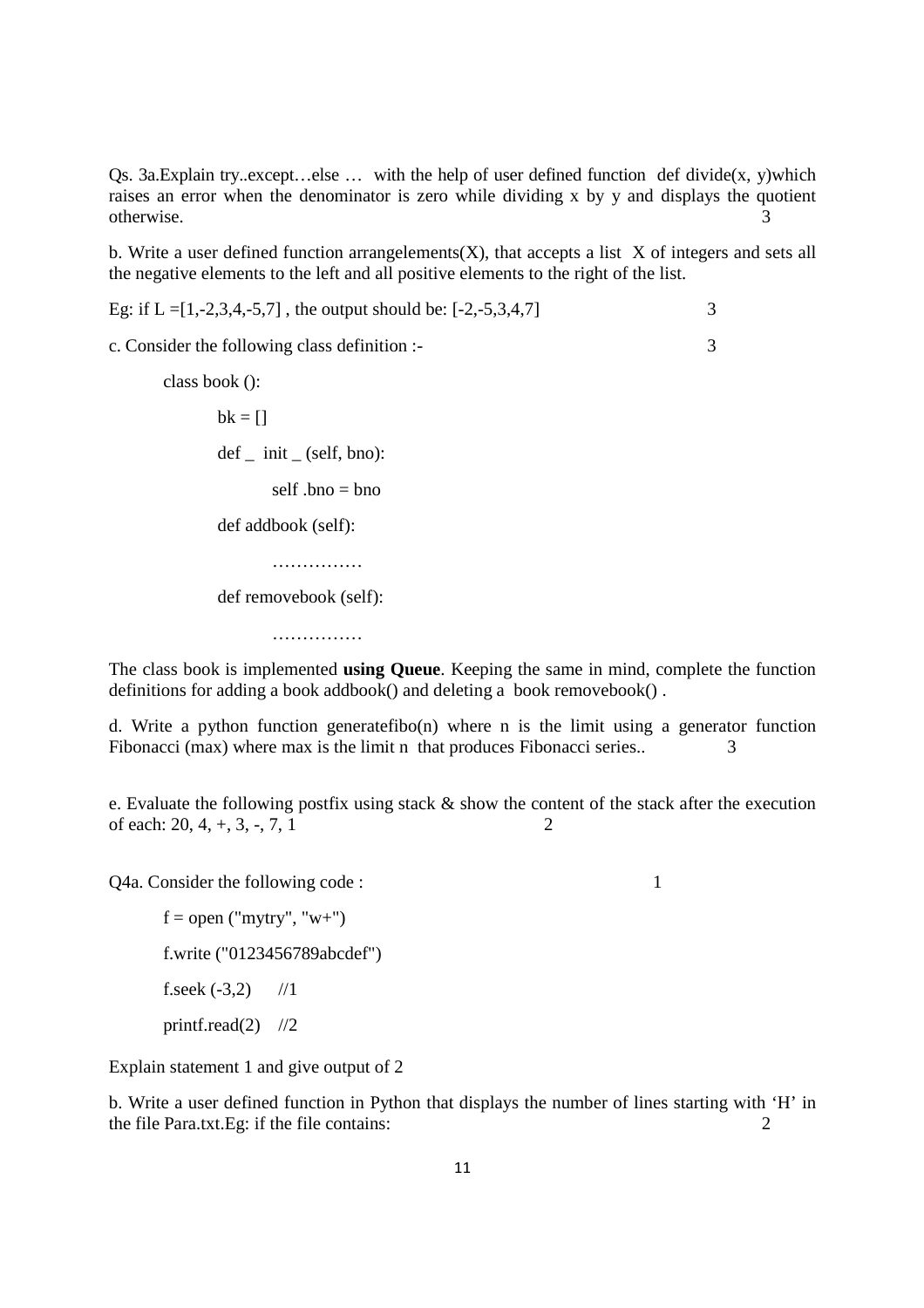Qs. 3a.Explain try..except…else … with the help of user defined function def divide(x, y)which raises an error when the denominator is zero while dividing x by y and displays the quotient otherwise. 3

b. Write a user defined function arrangelements(X), that accepts a list X of integers and sets all the negative elements to the left and all positive elements to the right of the list.

Eg: if L =[1,-2,3,4,-5,7] , the output should be: [-2,-5,3,4,7] 3

c. Consider the following class definition :- 3

```
class book ():
        bk = []
        def _ init _ (self, bno):
                self .bno = bno
        def addbook (self):
                ……………
        def removebook (self):
                ……………
```

The class book is implemented **using Queue**. Keeping the same in mind, complete the function definitions for adding a book addbook() and deleting a book removebook() .

d. Write a python function generatefibo(n) where n is the limit using a generator function Fibonacci (max) where max is the limit n that produces Fibonacci series.. 3

e. Evaluate the following postfix using stack & show the content of the stack after the execution of each: 20, 4, +, 3, -, 7, 1 2

Q4a. Consider the following code : 1

```
f = open ("mytry", "w+")
f.write ("0123456789abcdef")
f.seek (-3,2)     //1
printf.read(2)    //2
```

Explain statement 1 and give output of 2

b. Write a user defined function in Python that displays the number of lines starting with 'H' in the file Para.txt.Eg: if the file contains: 2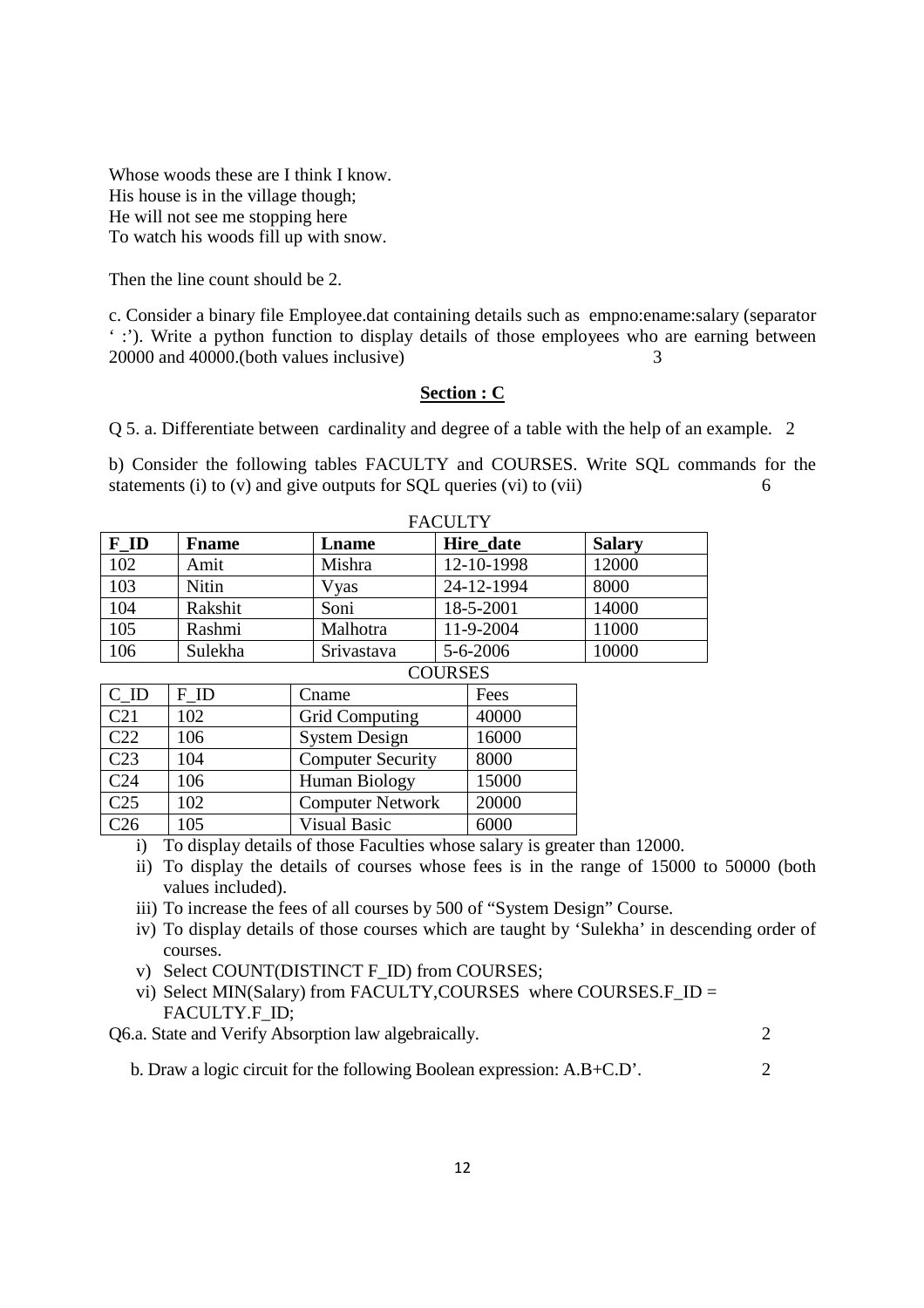Whose woods these are I think I know.
His house is in the village though;
He will not see me stopping here
To watch his woods fill up with snow.

Then the line count should be 2.

c. Consider a binary file Employee.dat containing details such as empno:ename:salary (separator ' :'). Write a python function to display details of those employees who are earning between 20000 and 40000.(both values inclusive) 3

## Section : C

Q 5. a. Differentiate between cardinality and degree of a table with the help of an example. 2

b) Consider the following tables FACULTY and COURSES. Write SQL commands for the statements (i) to (v) and give outputs for SQL queries (vi) to (vii) 6

FACULTY

| F_ID | Fname | Lname | Hire_date | Salary |
|---|---|---|---|---|
| 102 | Amit | Mishra | 12-10-1998 | 12000 |
| 103 | Nitin | Vyas | 24-12-1994 | 8000 |
| 104 | Rakshit | Soni | 18-5-2001 | 14000 |
| 105 | Rashmi | Malhotra | 11-9-2004 | 11000 |
| 106 | Sulekha | Srivastava | 5-6-2006 | 10000 |

COURSES

| C_ID | F_ID | Cname | Fees |
|---|---|---|---|
| C21 | 102 | Grid Computing | 40000 |
| C22 | 106 | System Design | 16000 |
| C23 | 104 | Computer Security | 8000 |
| C24 | 106 | Human Biology | 15000 |
| C25 | 102 | Computer Network | 20000 |
| C26 | 105 | Visual Basic | 6000 |

i) To display details of those Faculties whose salary is greater than 12000.
ii) To display the details of courses whose fees is in the range of 15000 to 50000 (both values included).
iii) To increase the fees of all courses by 500 of "System Design" Course.
iv) To display details of those courses which are taught by 'Sulekha' in descending order of courses.
v) Select COUNT(DISTINCT F_ID) from COURSES;
vi) Select MIN(Salary) from FACULTY,COURSES where COURSES.F_ID = FACULTY.F_ID;

Q6.a. State and Verify Absorption law algebraically. 2

b. Draw a logic circuit for the following Boolean expression: A.B+C.D'. 2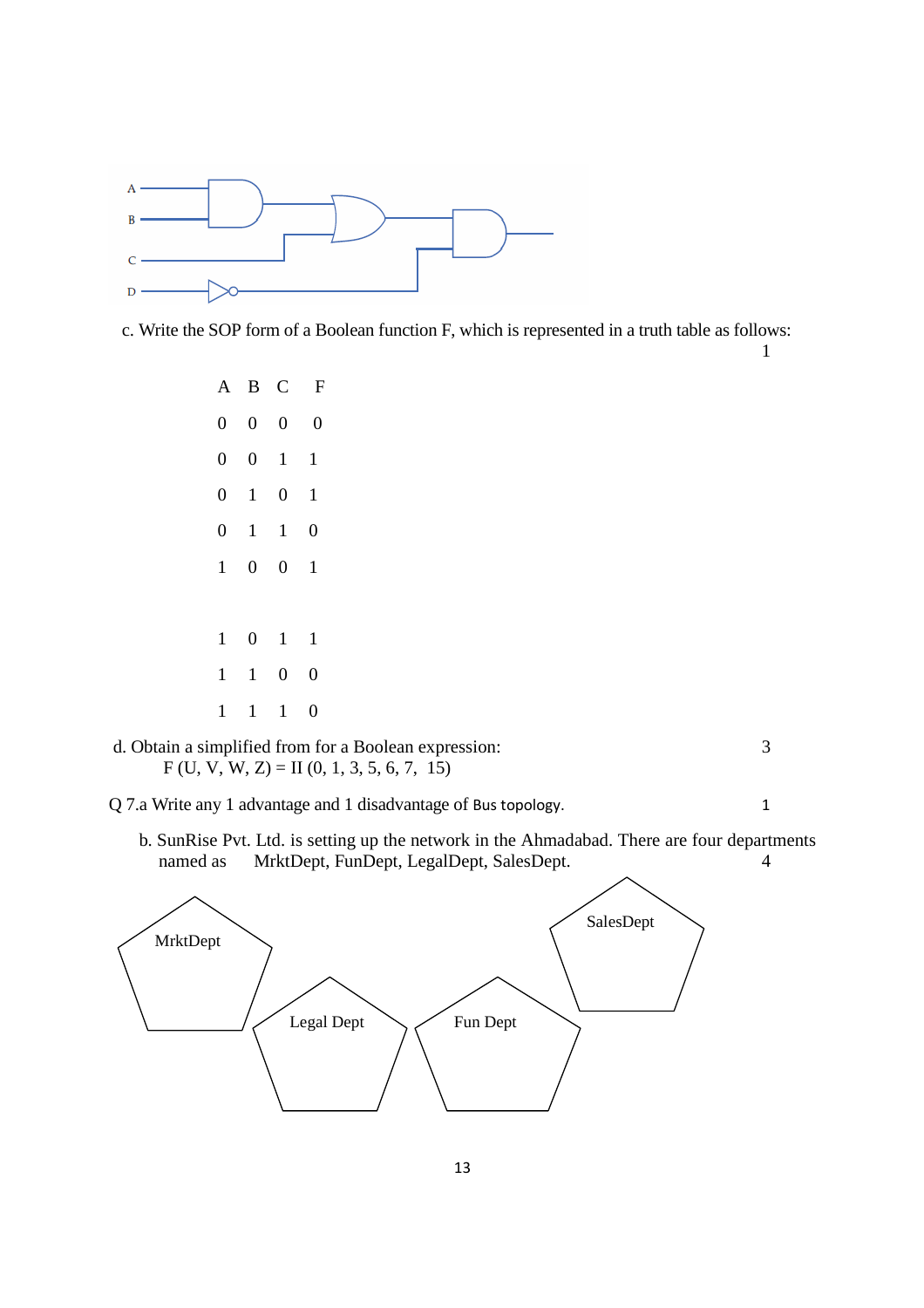A
B
C
D

c. Write the SOP form of a Boolean function F, which is represented in a truth table as follows: 1

| A | B | C | F |
|---|---|---|---|
| 0 | 0 | 0 | 0 |
| 0 | 0 | 1 | 1 |
| 0 | 1 | 0 | 1 |
| 0 | 1 | 1 | 0 |
| 1 | 0 | 0 | 1 |
| 1 | 0 | 1 | 1 |
| 1 | 1 | 0 | 0 |
| 1 | 1 | 1 | 0 |

d. Obtain a simplified from for a Boolean expression: 3

F (U, V, W, Z) = II (0, 1, 3, 5, 6, 7, 15)

Q 7.a Write any 1 advantage and 1 disadvantage of Bus topology. 1

b. SunRise Pvt. Ltd. is setting up the network in the Ahmadabad. There are four departments named as MrktDept, FunDept, LegalDept, SalesDept. 4

MrktDept

SalesDept

Legal Dept

Fun Dept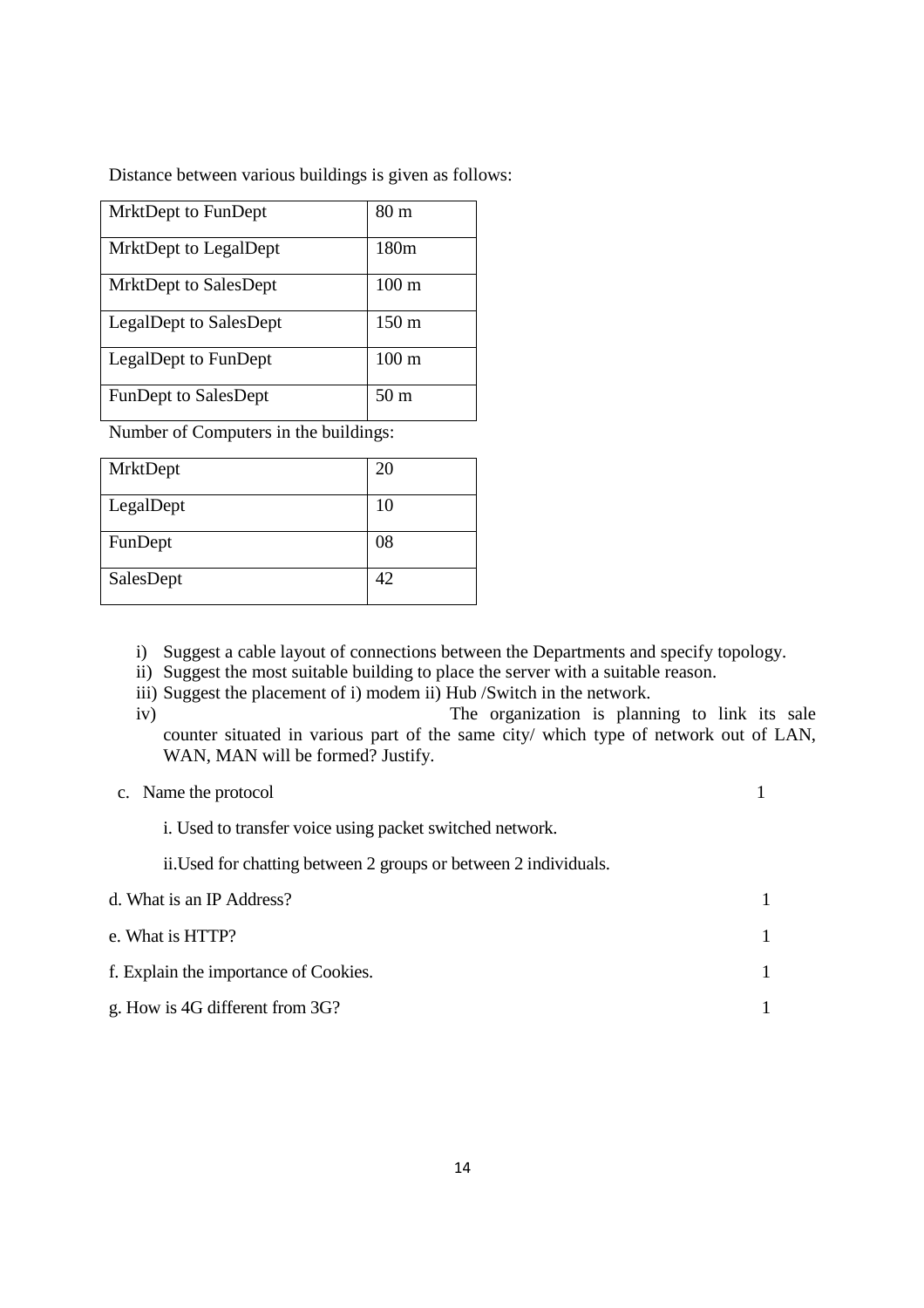Distance between various buildings is given as follows:

| | |
|---|---|
| MrktDept to FunDept | 80 m |
| MrktDept to LegalDept | 180m |
| MrktDept to SalesDept | 100 m |
| LegalDept to SalesDept | 150 m |
| LegalDept to FunDept | 100 m |
| FunDept to SalesDept | 50 m |

Number of Computers in the buildings:

| | |
|---|---|
| MrktDept | 20 |
| LegalDept | 10 |
| FunDept | 08 |
| SalesDept | 42 |

i) Suggest a cable layout of connections between the Departments and specify topology.
ii) Suggest the most suitable building to place the server with a suitable reason.
iii) Suggest the placement of i) modem ii) Hub /Switch in the network.
iv) The organization is planning to link its sale counter situated in various part of the same city/ which type of network out of LAN, WAN, MAN will be formed? Justify.

c. Name the protocol 1

i. Used to transfer voice using packet switched network.

ii.Used for chatting between 2 groups or between 2 individuals.

d. What is an IP Address? 1

e. What is HTTP? 1

f. Explain the importance of Cookies. 1

g. How is 4G different from 3G? 1